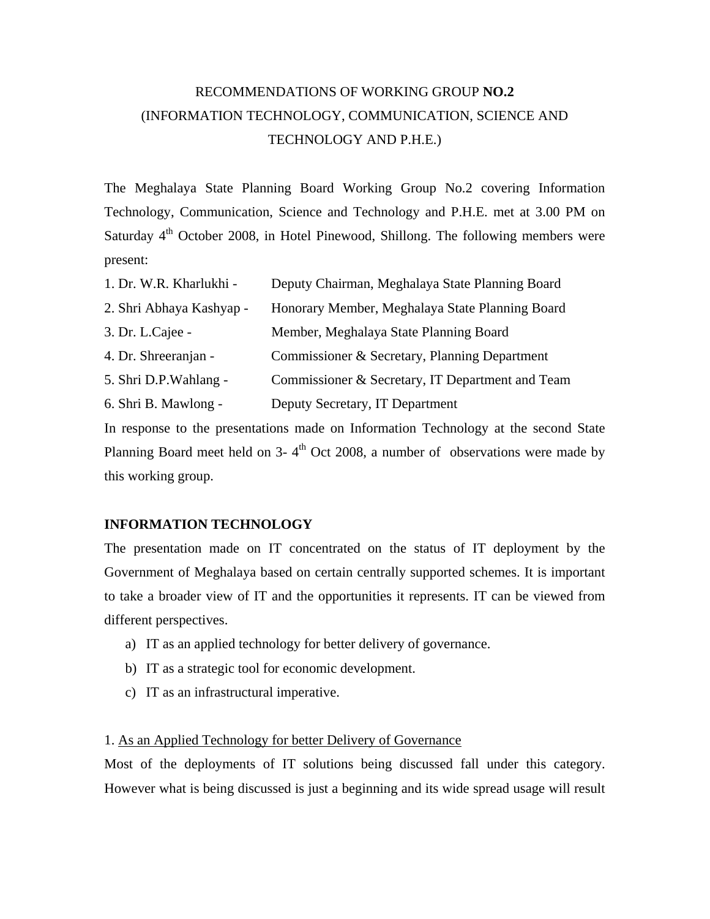# RECOMMENDATIONS OF WORKING GROUP **NO.2**
# (INFORMATION TECHNOLOGY, COMMUNICATION, SCIENCE AND TECHNOLOGY AND P.H.E.)

The Meghalaya State Planning Board Working Group No.2 covering Information Technology, Communication, Science and Technology and P.H.E. met at 3.00 PM on Saturday 4th October 2008, in Hotel Pinewood, Shillong. The following members were present:

1. Dr. W.R. Kharlukhi - Deputy Chairman, Meghalaya State Planning Board
2. Shri Abhaya Kashyap - Honorary Member, Meghalaya State Planning Board
3. Dr. L.Cajee - Member, Meghalaya State Planning Board
4. Dr. Shreeranjan - Commissioner & Secretary, Planning Department
5. Shri D.P.Wahlang - Commissioner & Secretary, IT Department and Team
6. Shri B. Mawlong - Deputy Secretary, IT Department

In response to the presentations made on Information Technology at the second State Planning Board meet held on 3- 4th Oct 2008, a number of observations were made by this working group.

## INFORMATION TECHNOLOGY

The presentation made on IT concentrated on the status of IT deployment by the Government of Meghalaya based on certain centrally supported schemes. It is important to take a broader view of IT and the opportunities it represents. IT can be viewed from different perspectives.

a) IT as an applied technology for better delivery of governance.
b) IT as a strategic tool for economic development.
c) IT as an infrastructural imperative.

1. <u>As an Applied Technology for better Delivery of Governance</u>

Most of the deployments of IT solutions being discussed fall under this category. However what is being discussed is just a beginning and its wide spread usage will result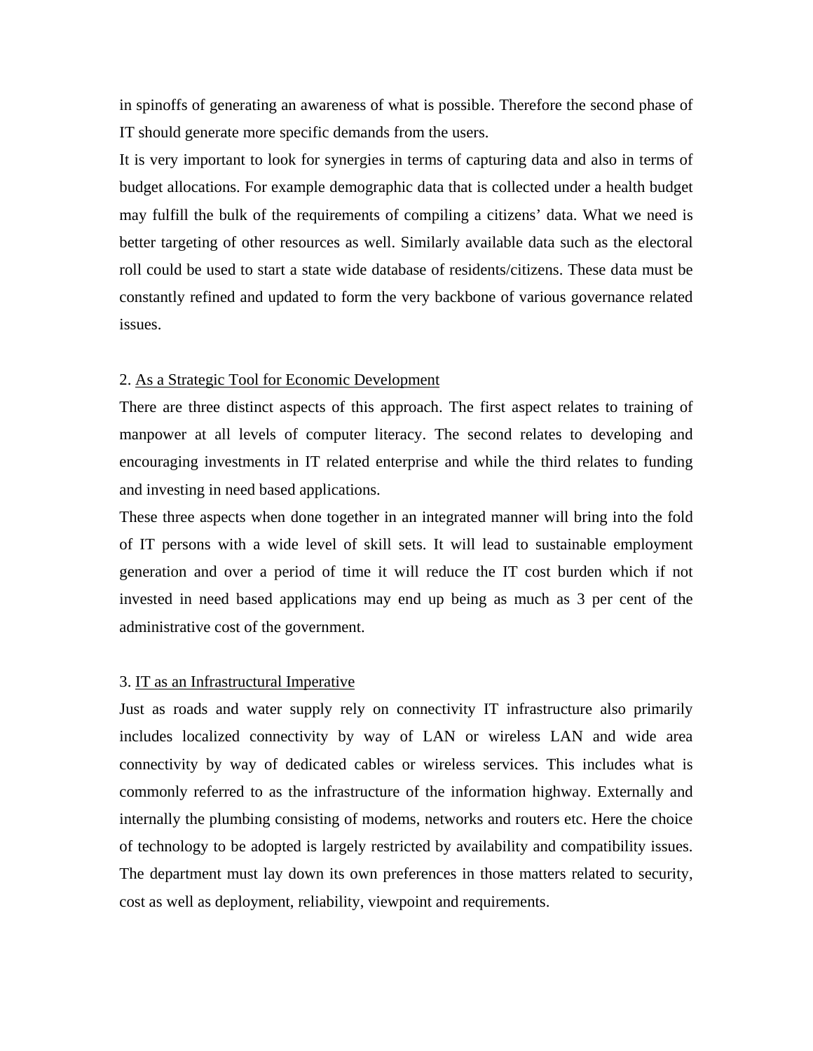in spinoffs of generating an awareness of what is possible. Therefore the second phase of IT should generate more specific demands from the users.

It is very important to look for synergies in terms of capturing data and also in terms of budget allocations. For example demographic data that is collected under a health budget may fulfill the bulk of the requirements of compiling a citizens' data. What we need is better targeting of other resources as well. Similarly available data such as the electoral roll could be used to start a state wide database of residents/citizens. These data must be constantly refined and updated to form the very backbone of various governance related issues.

2. <u>As a Strategic Tool for Economic Development</u>

There are three distinct aspects of this approach. The first aspect relates to training of manpower at all levels of computer literacy. The second relates to developing and encouraging investments in IT related enterprise and while the third relates to funding and investing in need based applications.

These three aspects when done together in an integrated manner will bring into the fold of IT persons with a wide level of skill sets. It will lead to sustainable employment generation and over a period of time it will reduce the IT cost burden which if not invested in need based applications may end up being as much as 3 per cent of the administrative cost of the government.

3. <u>IT as an Infrastructural Imperative</u>

Just as roads and water supply rely on connectivity IT infrastructure also primarily includes localized connectivity by way of LAN or wireless LAN and wide area connectivity by way of dedicated cables or wireless services. This includes what is commonly referred to as the infrastructure of the information highway. Externally and internally the plumbing consisting of modems, networks and routers etc. Here the choice of technology to be adopted is largely restricted by availability and compatibility issues. The department must lay down its own preferences in those matters related to security, cost as well as deployment, reliability, viewpoint and requirements.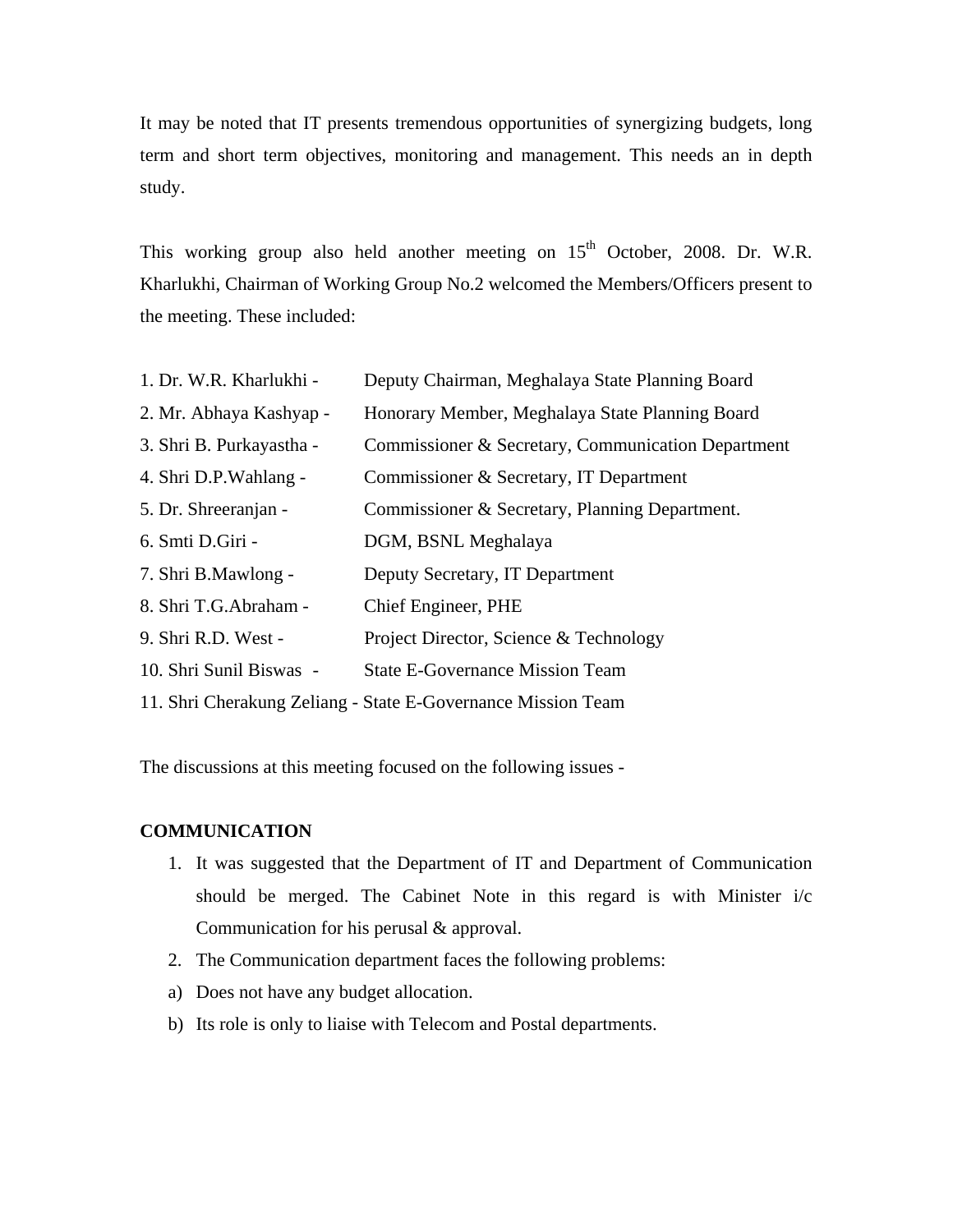It may be noted that IT presents tremendous opportunities of synergizing budgets, long term and short term objectives, monitoring and management. This needs an in depth study.

This working group also held another meeting on 15th October, 2008. Dr. W.R. Kharlukhi, Chairman of Working Group No.2 welcomed the Members/Officers present to the meeting. These included:

1. Dr. W.R. Kharlukhi - Deputy Chairman, Meghalaya State Planning Board
2. Mr. Abhaya Kashyap - Honorary Member, Meghalaya State Planning Board
3. Shri B. Purkayastha - Commissioner & Secretary, Communication Department
4. Shri D.P.Wahlang - Commissioner & Secretary, IT Department
5. Dr. Shreeranjan - Commissioner & Secretary, Planning Department.
6. Smti D.Giri - DGM, BSNL Meghalaya
7. Shri B.Mawlong - Deputy Secretary, IT Department
8. Shri T.G.Abraham - Chief Engineer, PHE
9. Shri R.D. West - Project Director, Science & Technology
10. Shri Sunil Biswas - State E-Governance Mission Team
11. Shri Cherakung Zeliang - State E-Governance Mission Team

The discussions at this meeting focused on the following issues -

**COMMUNICATION**

1. It was suggested that the Department of IT and Department of Communication should be merged. The Cabinet Note in this regard is with Minister i/c Communication for his perusal & approval.
2. The Communication department faces the following problems:

a) Does not have any budget allocation.

b) Its role is only to liaise with Telecom and Postal departments.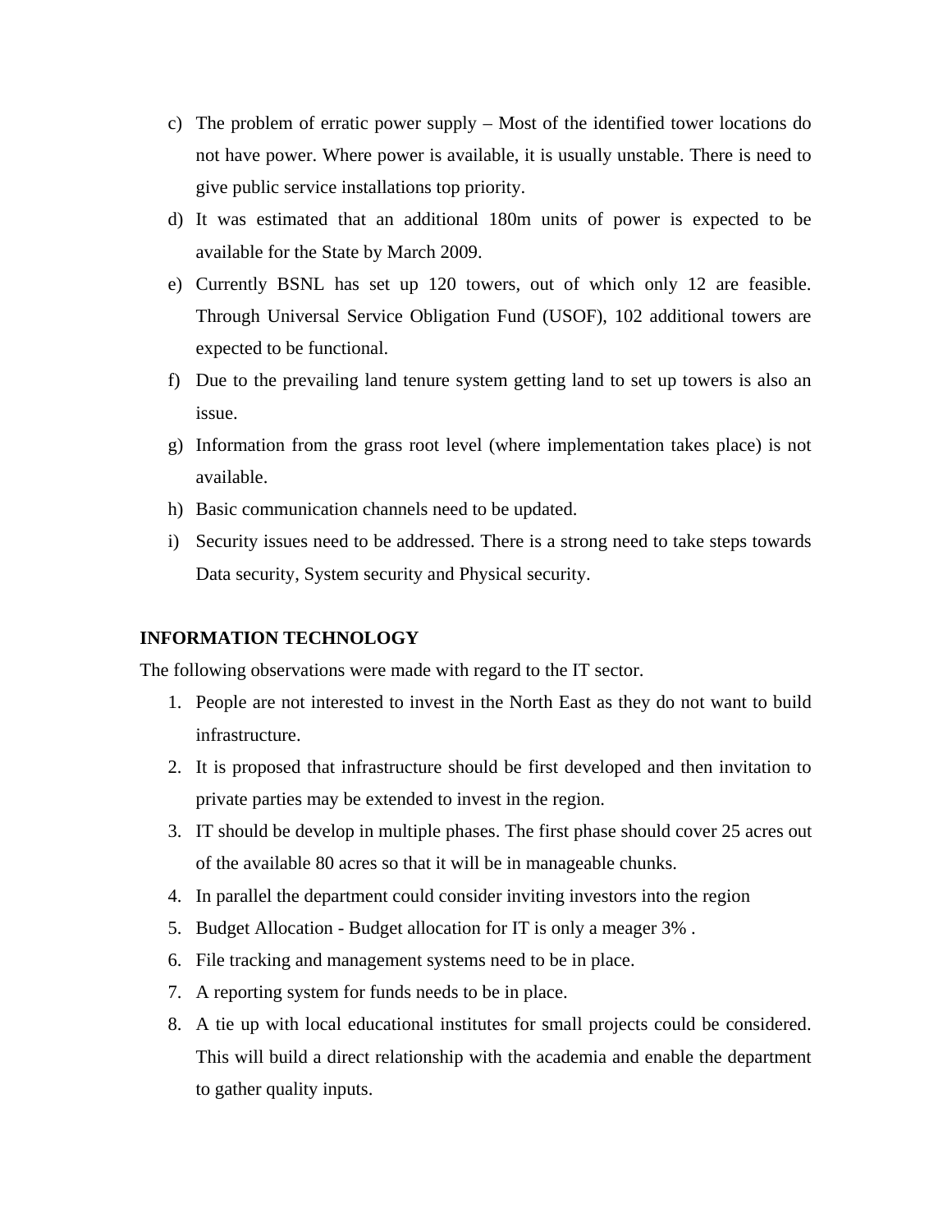c) The problem of erratic power supply – Most of the identified tower locations do not have power. Where power is available, it is usually unstable. There is need to give public service installations top priority.
d) It was estimated that an additional 180m units of power is expected to be available for the State by March 2009.
e) Currently BSNL has set up 120 towers, out of which only 12 are feasible. Through Universal Service Obligation Fund (USOF), 102 additional towers are expected to be functional.
f) Due to the prevailing land tenure system getting land to set up towers is also an issue.
g) Information from the grass root level (where implementation takes place) is not available.
h) Basic communication channels need to be updated.
i) Security issues need to be addressed. There is a strong need to take steps towards Data security, System security and Physical security.

**INFORMATION TECHNOLOGY**

The following observations were made with regard to the IT sector.

1. People are not interested to invest in the North East as they do not want to build infrastructure.
2. It is proposed that infrastructure should be first developed and then invitation to private parties may be extended to invest in the region.
3. IT should be develop in multiple phases. The first phase should cover 25 acres out of the available 80 acres so that it will be in manageable chunks.
4. In parallel the department could consider inviting investors into the region
5. Budget Allocation - Budget allocation for IT is only a meager 3% .
6. File tracking and management systems need to be in place.
7. A reporting system for funds needs to be in place.
8. A tie up with local educational institutes for small projects could be considered. This will build a direct relationship with the academia and enable the department to gather quality inputs.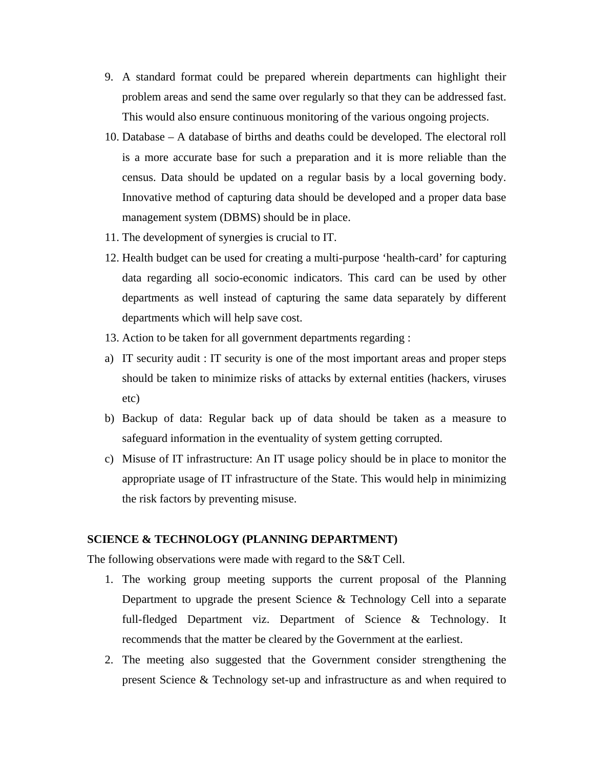9. A standard format could be prepared wherein departments can highlight their problem areas and send the same over regularly so that they can be addressed fast. This would also ensure continuous monitoring of the various ongoing projects.
10. Database – A database of births and deaths could be developed. The electoral roll is a more accurate base for such a preparation and it is more reliable than the census. Data should be updated on a regular basis by a local governing body. Innovative method of capturing data should be developed and a proper data base management system (DBMS) should be in place.
11. The development of synergies is crucial to IT.
12. Health budget can be used for creating a multi-purpose 'health-card' for capturing data regarding all socio-economic indicators. This card can be used by other departments as well instead of capturing the same data separately by different departments which will help save cost.
13. Action to be taken for all government departments regarding :

a) IT security audit : IT security is one of the most important areas and proper steps should be taken to minimize risks of attacks by external entities (hackers, viruses etc)

b) Backup of data: Regular back up of data should be taken as a measure to safeguard information in the eventuality of system getting corrupted.

c) Misuse of IT infrastructure: An IT usage policy should be in place to monitor the appropriate usage of IT infrastructure of the State. This would help in minimizing the risk factors by preventing misuse.

**SCIENCE & TECHNOLOGY (PLANNING DEPARTMENT)**

The following observations were made with regard to the S&T Cell.

1. The working group meeting supports the current proposal of the Planning Department to upgrade the present Science & Technology Cell into a separate full-fledged Department viz. Department of Science & Technology. It recommends that the matter be cleared by the Government at the earliest.
2. The meeting also suggested that the Government consider strengthening the present Science & Technology set-up and infrastructure as and when required to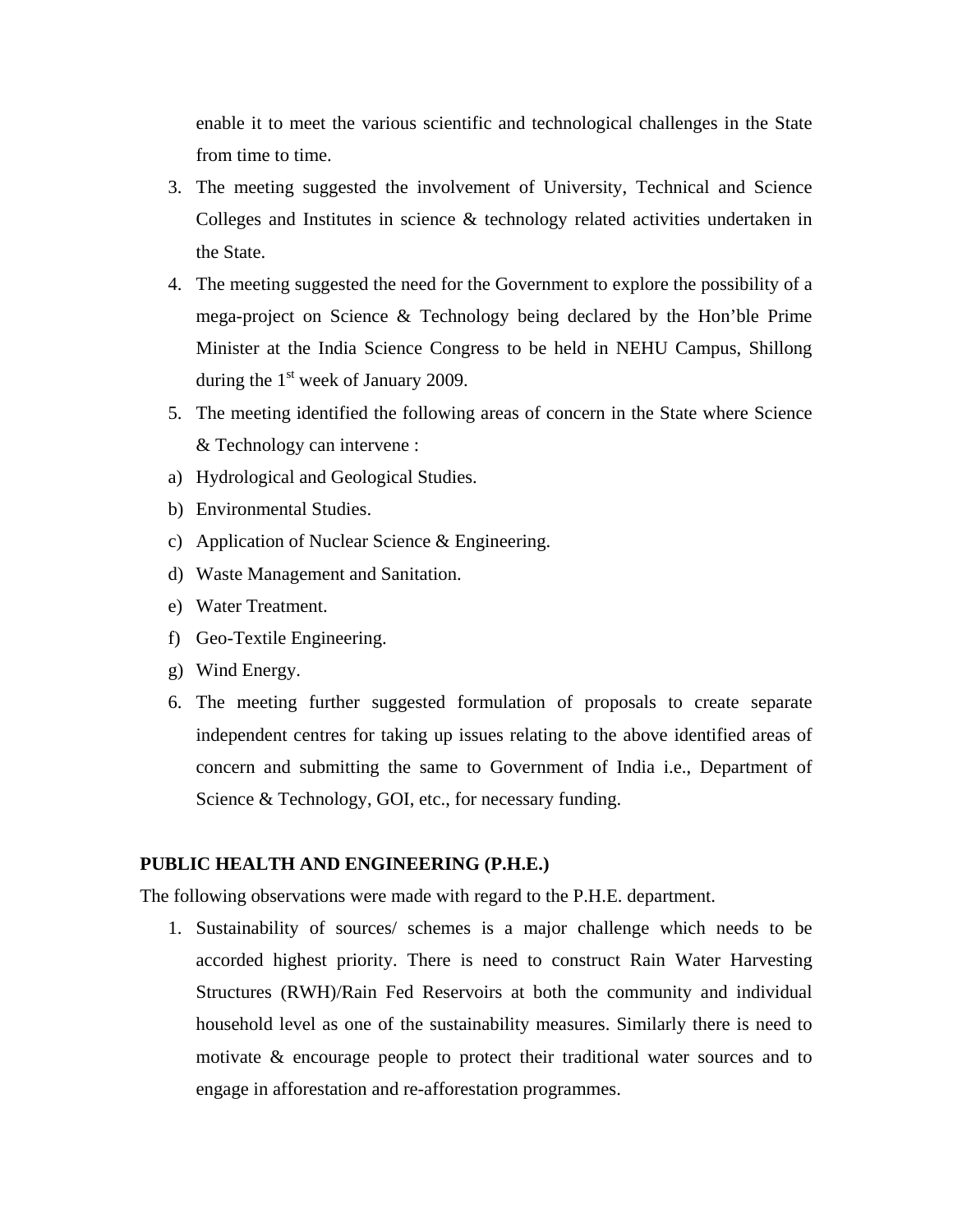enable it to meet the various scientific and technological challenges in the State from time to time.

3. The meeting suggested the involvement of University, Technical and Science Colleges and Institutes in science & technology related activities undertaken in the State.
4. The meeting suggested the need for the Government to explore the possibility of a mega-project on Science & Technology being declared by the Hon'ble Prime Minister at the India Science Congress to be held in NEHU Campus, Shillong during the 1st week of January 2009.
5. The meeting identified the following areas of concern in the State where Science & Technology can intervene :

a) Hydrological and Geological Studies.
b) Environmental Studies.
c) Application of Nuclear Science & Engineering.
d) Waste Management and Sanitation.
e) Water Treatment.
f) Geo-Textile Engineering.
g) Wind Energy.

6. The meeting further suggested formulation of proposals to create separate independent centres for taking up issues relating to the above identified areas of concern and submitting the same to Government of India i.e., Department of Science & Technology, GOI, etc., for necessary funding.

**PUBLIC HEALTH AND ENGINEERING (P.H.E.)**

The following observations were made with regard to the P.H.E. department.

1. Sustainability of sources/ schemes is a major challenge which needs to be accorded highest priority. There is need to construct Rain Water Harvesting Structures (RWH)/Rain Fed Reservoirs at both the community and individual household level as one of the sustainability measures. Similarly there is need to motivate & encourage people to protect their traditional water sources and to engage in afforestation and re-afforestation programmes.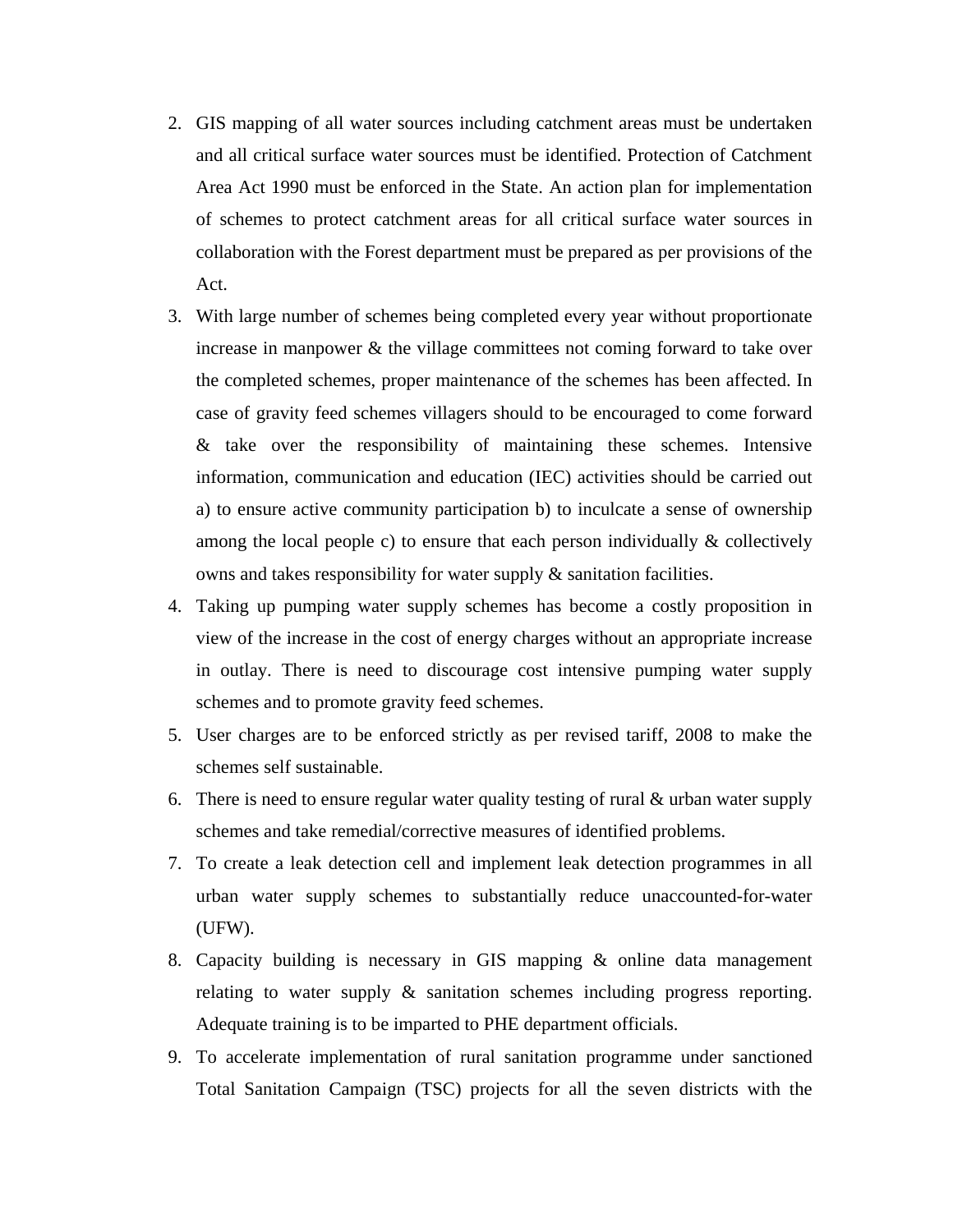2. GIS mapping of all water sources including catchment areas must be undertaken and all critical surface water sources must be identified. Protection of Catchment Area Act 1990 must be enforced in the State. An action plan for implementation of schemes to protect catchment areas for all critical surface water sources in collaboration with the Forest department must be prepared as per provisions of the Act.
3. With large number of schemes being completed every year without proportionate increase in manpower & the village committees not coming forward to take over the completed schemes, proper maintenance of the schemes has been affected. In case of gravity feed schemes villagers should to be encouraged to come forward & take over the responsibility of maintaining these schemes. Intensive information, communication and education (IEC) activities should be carried out a) to ensure active community participation b) to inculcate a sense of ownership among the local people c) to ensure that each person individually & collectively owns and takes responsibility for water supply & sanitation facilities.
4. Taking up pumping water supply schemes has become a costly proposition in view of the increase in the cost of energy charges without an appropriate increase in outlay. There is need to discourage cost intensive pumping water supply schemes and to promote gravity feed schemes.
5. User charges are to be enforced strictly as per revised tariff, 2008 to make the schemes self sustainable.
6. There is need to ensure regular water quality testing of rural & urban water supply schemes and take remedial/corrective measures of identified problems.
7. To create a leak detection cell and implement leak detection programmes in all urban water supply schemes to substantially reduce unaccounted-for-water (UFW).
8. Capacity building is necessary in GIS mapping & online data management relating to water supply & sanitation schemes including progress reporting. Adequate training is to be imparted to PHE department officials.
9. To accelerate implementation of rural sanitation programme under sanctioned Total Sanitation Campaign (TSC) projects for all the seven districts with the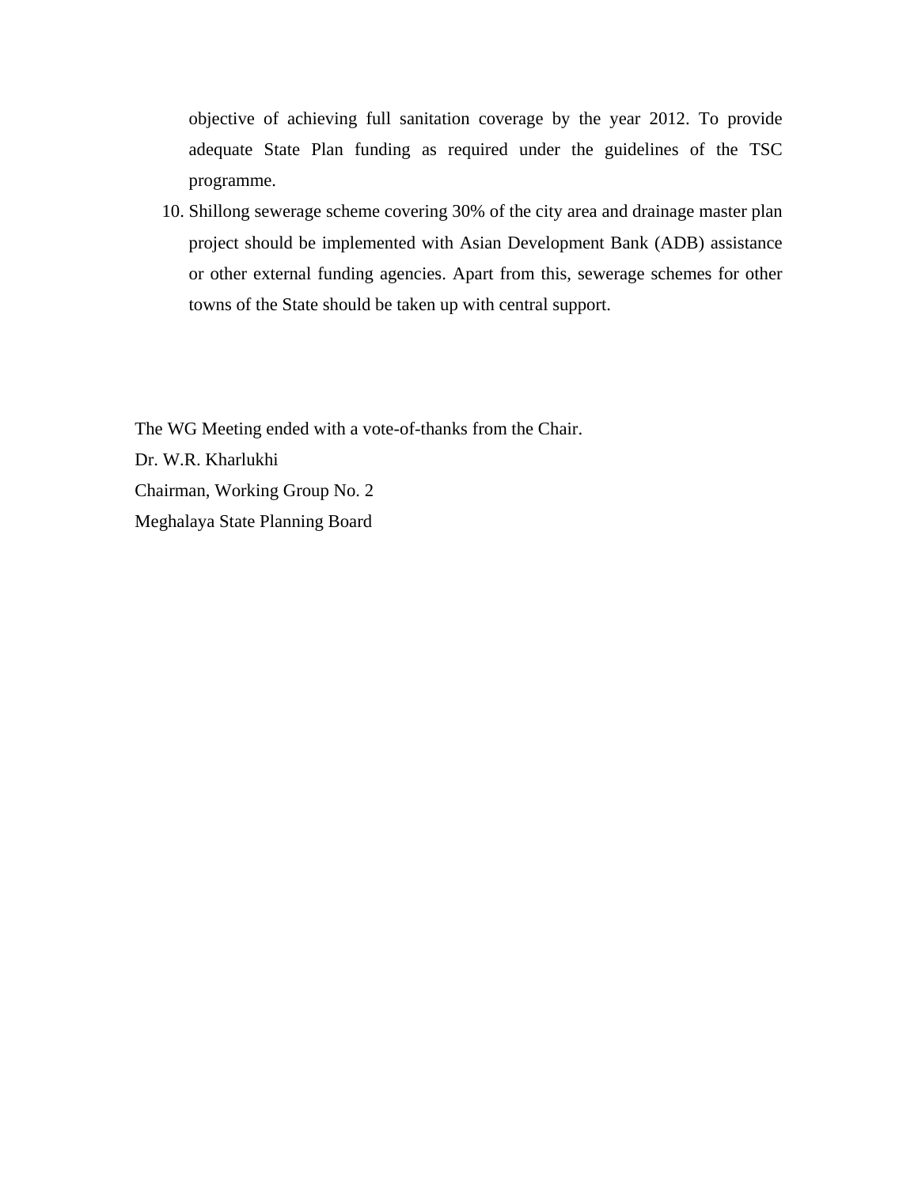objective of achieving full sanitation coverage by the year 2012. To provide adequate State Plan funding as required under the guidelines of the TSC programme.

10. Shillong sewerage scheme covering 30% of the city area and drainage master plan project should be implemented with Asian Development Bank (ADB) assistance or other external funding agencies. Apart from this, sewerage schemes for other towns of the State should be taken up with central support.

The WG Meeting ended with a vote-of-thanks from the Chair.

Dr. W.R. Kharlukhi

Chairman, Working Group No. 2

Meghalaya State Planning Board